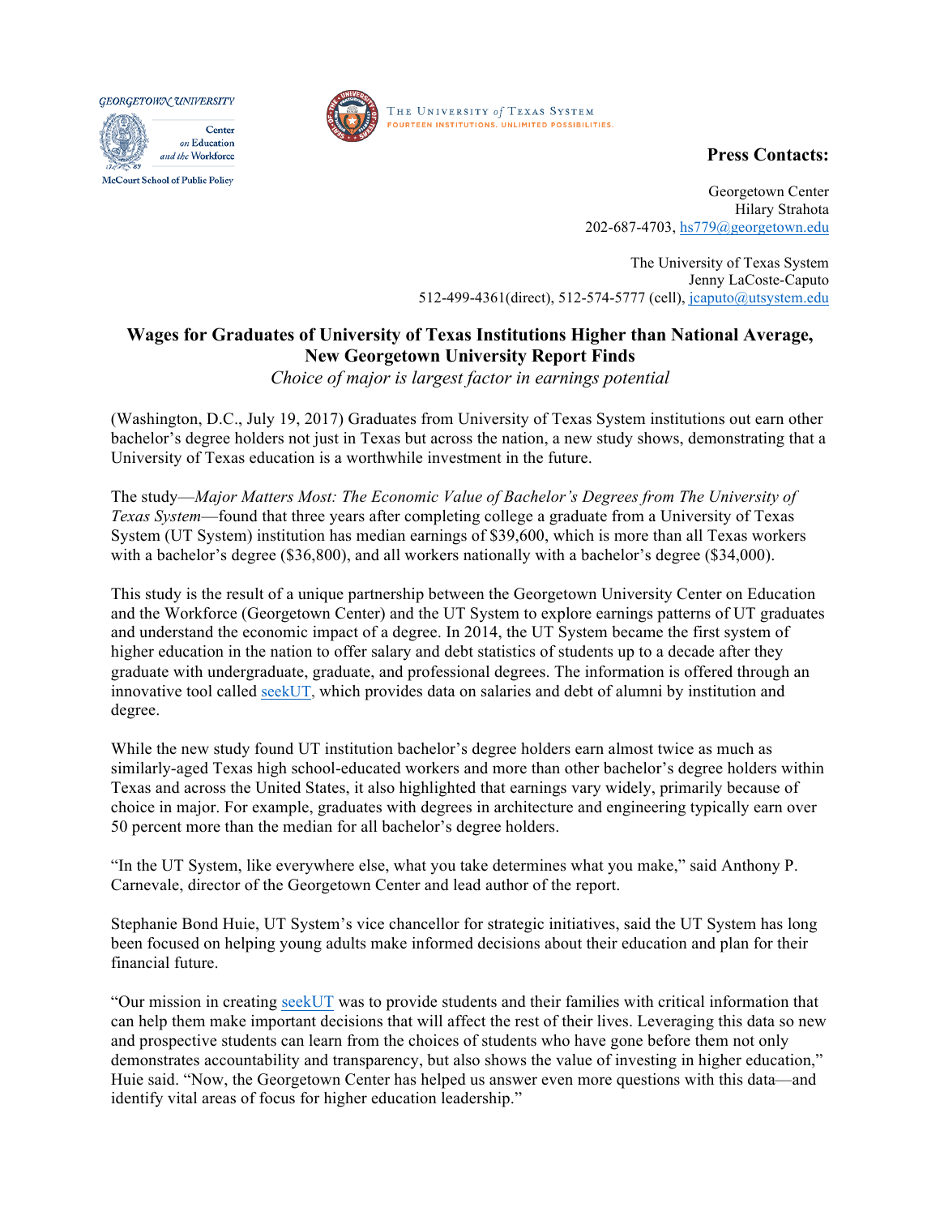GEORGETOWN UNIVERSITY
Center on Education and the Workforce
McCourt School of Public Policy

THE UNIVERSITY of TEXAS SYSTEM
FOURTEEN INSTITUTIONS. UNLIMITED POSSIBILITIES.

**Press Contacts:**

Georgetown Center
Hilary Strahota
202-687-4703, hs779@georgetown.edu

The University of Texas System
Jenny LaCoste-Caputo
512-499-4361(direct), 512-574-5777 (cell), jcaputo@utsystem.edu

# Wages for Graduates of University of Texas Institutions Higher than National Average, New Georgetown University Report Finds

*Choice of major is largest factor in earnings potential*

(Washington, D.C., July 19, 2017) Graduates from University of Texas System institutions out earn other bachelor's degree holders not just in Texas but across the nation, a new study shows, demonstrating that a University of Texas education is a worthwhile investment in the future.

The study—*Major Matters Most: The Economic Value of Bachelor's Degrees from The University of Texas System*—found that three years after completing college a graduate from a University of Texas System (UT System) institution has median earnings of $39,600, which is more than all Texas workers with a bachelor's degree ($36,800), and all workers nationally with a bachelor's degree ($34,000).

This study is the result of a unique partnership between the Georgetown University Center on Education and the Workforce (Georgetown Center) and the UT System to explore earnings patterns of UT graduates and understand the economic impact of a degree. In 2014, the UT System became the first system of higher education in the nation to offer salary and debt statistics of students up to a decade after they graduate with undergraduate, graduate, and professional degrees. The information is offered through an innovative tool called seekUT, which provides data on salaries and debt of alumni by institution and degree.

While the new study found UT institution bachelor's degree holders earn almost twice as much as similarly-aged Texas high school-educated workers and more than other bachelor's degree holders within Texas and across the United States, it also highlighted that earnings vary widely, primarily because of choice in major. For example, graduates with degrees in architecture and engineering typically earn over 50 percent more than the median for all bachelor's degree holders.

"In the UT System, like everywhere else, what you take determines what you make," said Anthony P. Carnevale, director of the Georgetown Center and lead author of the report.

Stephanie Bond Huie, UT System's vice chancellor for strategic initiatives, said the UT System has long been focused on helping young adults make informed decisions about their education and plan for their financial future.

"Our mission in creating seekUT was to provide students and their families with critical information that can help them make important decisions that will affect the rest of their lives. Leveraging this data so new and prospective students can learn from the choices of students who have gone before them not only demonstrates accountability and transparency, but also shows the value of investing in higher education," Huie said. "Now, the Georgetown Center has helped us answer even more questions with this data—and identify vital areas of focus for higher education leadership."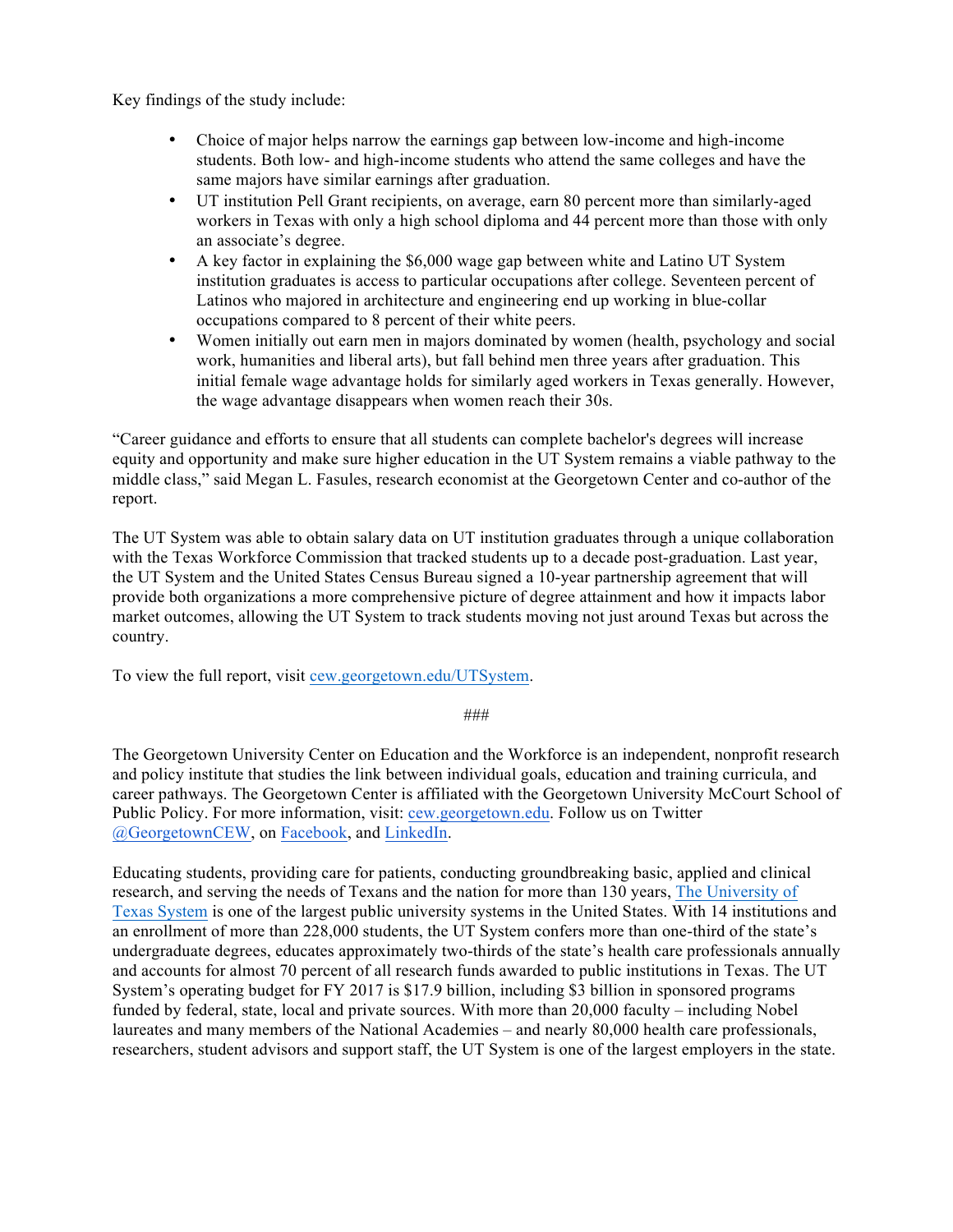Key findings of the study include:

- Choice of major helps narrow the earnings gap between low-income and high-income students. Both low- and high-income students who attend the same colleges and have the same majors have similar earnings after graduation.
- UT institution Pell Grant recipients, on average, earn 80 percent more than similarly-aged workers in Texas with only a high school diploma and 44 percent more than those with only an associate's degree.
- A key factor in explaining the $6,000 wage gap between white and Latino UT System institution graduates is access to particular occupations after college. Seventeen percent of Latinos who majored in architecture and engineering end up working in blue-collar occupations compared to 8 percent of their white peers.
- Women initially out earn men in majors dominated by women (health, psychology and social work, humanities and liberal arts), but fall behind men three years after graduation. This initial female wage advantage holds for similarly aged workers in Texas generally. However, the wage advantage disappears when women reach their 30s.

"Career guidance and efforts to ensure that all students can complete bachelor's degrees will increase equity and opportunity and make sure higher education in the UT System remains a viable pathway to the middle class," said Megan L. Fasules, research economist at the Georgetown Center and co-author of the report.

The UT System was able to obtain salary data on UT institution graduates through a unique collaboration with the Texas Workforce Commission that tracked students up to a decade post-graduation. Last year, the UT System and the United States Census Bureau signed a 10-year partnership agreement that will provide both organizations a more comprehensive picture of degree attainment and how it impacts labor market outcomes, allowing the UT System to track students moving not just around Texas but across the country.

To view the full report, visit [cew.georgetown.edu/UTSystem](cew.georgetown.edu/UTSystem).

###

The Georgetown University Center on Education and the Workforce is an independent, nonprofit research and policy institute that studies the link between individual goals, education and training curricula, and career pathways. The Georgetown Center is affiliated with the Georgetown University McCourt School of Public Policy. For more information, visit: [cew.georgetown.edu](cew.georgetown.edu). Follow us on Twitter @GeorgetownCEW, on Facebook, and LinkedIn.

Educating students, providing care for patients, conducting groundbreaking basic, applied and clinical research, and serving the needs of Texans and the nation for more than 130 years, The University of Texas System is one of the largest public university systems in the United States. With 14 institutions and an enrollment of more than 228,000 students, the UT System confers more than one-third of the state's undergraduate degrees, educates approximately two-thirds of the state's health care professionals annually and accounts for almost 70 percent of all research funds awarded to public institutions in Texas. The UT System's operating budget for FY 2017 is $17.9 billion, including $3 billion in sponsored programs funded by federal, state, local and private sources. With more than 20,000 faculty – including Nobel laureates and many members of the National Academies – and nearly 80,000 health care professionals, researchers, student advisors and support staff, the UT System is one of the largest employers in the state.